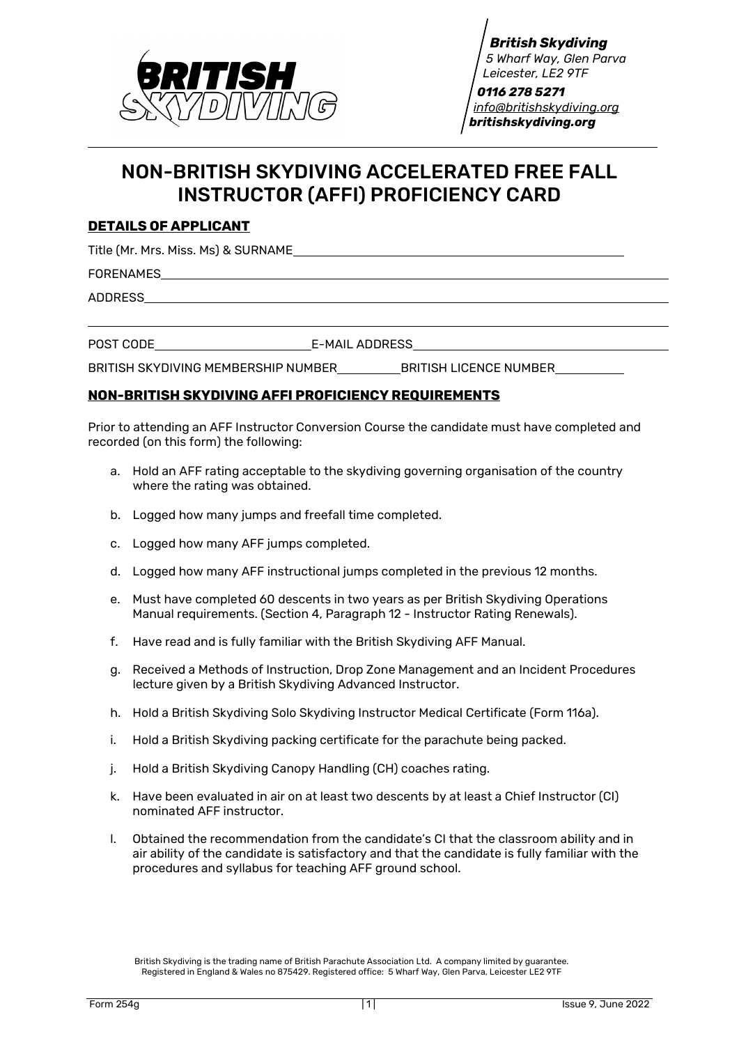*British Skydiving*
*5 Wharf Way, Glen Parva*
*Leicester, LE2 9TF*
*0116 278 5271*
*info@britishskydiving.org*
*britishskydiving.org*

# NON-BRITISH SKYDIVING ACCELERATED FREE FALL INSTRUCTOR (AFFI) PROFICIENCY CARD

## DETAILS OF APPLICANT

Title (Mr. Mrs. Miss. Ms) & SURNAME\_\_\_\_\_\_\_\_\_\_\_\_\_\_\_\_\_\_\_\_\_\_\_\_\_\_\_\_\_\_\_\_\_\_\_\_\_\_\_\_

FORENAMES\_\_\_\_\_\_\_\_\_\_\_\_\_\_\_\_\_\_\_\_\_\_\_\_\_\_\_\_\_\_\_\_\_\_\_\_\_\_\_\_\_\_\_\_\_\_\_\_\_\_\_\_\_\_\_\_\_\_

ADDRESS\_\_\_\_\_\_\_\_\_\_\_\_\_\_\_\_\_\_\_\_\_\_\_\_\_\_\_\_\_\_\_\_\_\_\_\_\_\_\_\_\_\_\_\_\_\_\_\_\_\_\_\_\_\_\_\_\_\_\_\_

\_\_\_\_\_\_\_\_\_\_\_\_\_\_\_\_\_\_\_\_\_\_\_\_\_\_\_\_\_\_\_\_\_\_\_\_\_\_\_\_\_\_\_\_\_\_\_\_\_\_\_\_\_\_\_\_\_\_\_\_\_\_\_\_\_\_\_\_

POST CODE\_\_\_\_\_\_\_\_\_\_\_\_\_\_\_\_\_\_ E-MAIL ADDRESS\_\_\_\_\_\_\_\_\_\_\_\_\_\_\_\_\_\_\_\_\_\_\_\_\_\_\_\_\_\_

BRITISH SKYDIVING MEMBERSHIP NUMBER\_\_\_\_\_\_\_\_ BRITISH LICENCE NUMBER\_\_\_\_\_\_\_\_

## NON-BRITISH SKYDIVING AFFI PROFICIENCY REQUIREMENTS

Prior to attending an AFF Instructor Conversion Course the candidate must have completed and recorded (on this form) the following:

a. Hold an AFF rating acceptable to the skydiving governing organisation of the country where the rating was obtained.

b. Logged how many jumps and freefall time completed.

c. Logged how many AFF jumps completed.

d. Logged how many AFF instructional jumps completed in the previous 12 months.

e. Must have completed 60 descents in two years as per British Skydiving Operations Manual requirements. (Section 4, Paragraph 12 - Instructor Rating Renewals).

f. Have read and is fully familiar with the British Skydiving AFF Manual.

g. Received a Methods of Instruction, Drop Zone Management and an Incident Procedures lecture given by a British Skydiving Advanced Instructor.

h. Hold a British Skydiving Solo Skydiving Instructor Medical Certificate (Form 116a).

i. Hold a British Skydiving packing certificate for the parachute being packed.

j. Hold a British Skydiving Canopy Handling (CH) coaches rating.

k. Have been evaluated in air on at least two descents by at least a Chief Instructor (CI) nominated AFF instructor.

l. Obtained the recommendation from the candidate's CI that the classroom ability and in air ability of the candidate is satisfactory and that the candidate is fully familiar with the procedures and syllabus for teaching AFF ground school.

British Skydiving is the trading name of British Parachute Association Ltd. A company limited by guarantee. Registered in England & Wales no 875429. Registered office: 5 Wharf Way, Glen Parva, Leicester LE2 9TF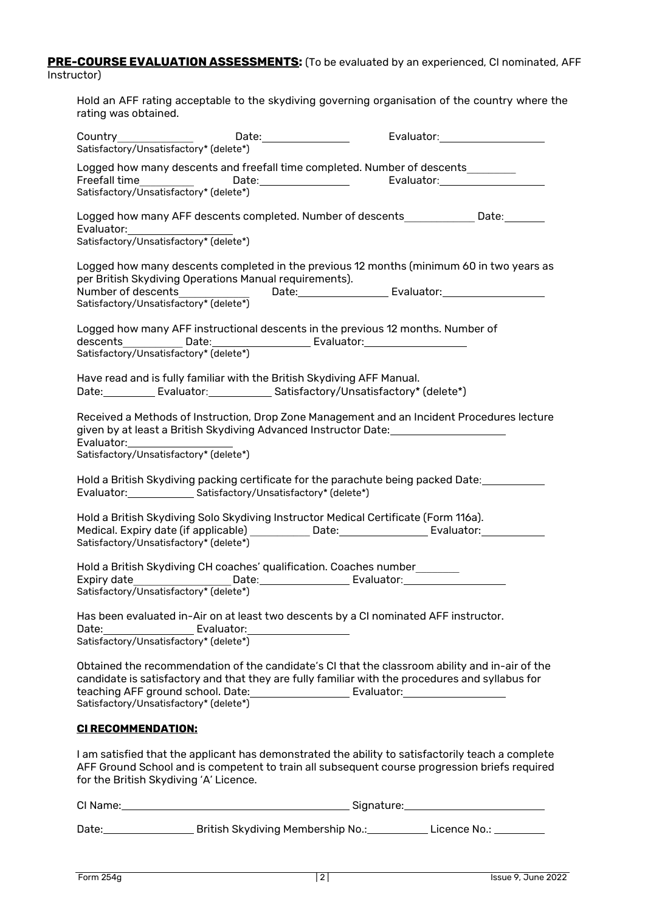**PRE-COURSE EVALUATION ASSESSMENTS:** (To be evaluated by an experienced, CI nominated, AFF Instructor)

Hold an AFF rating acceptable to the skydiving governing organisation of the country where the rating was obtained.

Country\_\_\_\_\_\_\_\_\_\_ Date:\_\_\_\_\_\_\_\_\_\_ Evaluator:\_\_\_\_\_\_\_\_\_\_
Satisfactory/Unsatisfactory* (delete*)

Logged how many descents and freefall time completed. Number of descents\_\_\_\_\_\_\_\_
Freefall time\_\_\_\_\_\_\_\_ Date:\_\_\_\_\_\_\_\_\_\_ Evaluator:\_\_\_\_\_\_\_\_\_\_
Satisfactory/Unsatisfactory* (delete*)

Logged how many AFF descents completed. Number of descents\_\_\_\_\_\_\_\_ Date:\_\_\_\_\_\_\_\_
Evaluator:\_\_\_\_\_\_\_\_\_\_
Satisfactory/Unsatisfactory* (delete*)

Logged how many descents completed in the previous 12 months (minimum 60 in two years as per British Skydiving Operations Manual requirements).
Number of descents\_\_\_\_\_\_\_\_ Date:\_\_\_\_\_\_\_\_\_\_ Evaluator:\_\_\_\_\_\_\_\_\_\_
Satisfactory/Unsatisfactory* (delete*)

Logged how many AFF instructional descents in the previous 12 months. Number of descents\_\_\_\_\_\_\_\_ Date:\_\_\_\_\_\_\_\_\_\_ Evaluator:\_\_\_\_\_\_\_\_\_\_
Satisfactory/Unsatisfactory* (delete*)

Have read and is fully familiar with the British Skydiving AFF Manual.
Date:\_\_\_\_\_\_\_\_ Evaluator:\_\_\_\_\_\_\_\_\_\_ Satisfactory/Unsatisfactory* (delete*)

Received a Methods of Instruction, Drop Zone Management and an Incident Procedures lecture given by at least a British Skydiving Advanced Instructor Date:\_\_\_\_\_\_\_\_\_\_
Evaluator:\_\_\_\_\_\_\_\_\_\_
Satisfactory/Unsatisfactory* (delete*)

Hold a British Skydiving packing certificate for the parachute being packed Date:\_\_\_\_\_\_\_\_
Evaluator:\_\_\_\_\_\_\_\_\_\_ Satisfactory/Unsatisfactory* (delete*)

Hold a British Skydiving Solo Skydiving Instructor Medical Certificate (Form 116a).
Medical. Expiry date (if applicable) \_\_\_\_\_\_\_\_ Date:\_\_\_\_\_\_\_\_\_\_ Evaluator:\_\_\_\_\_\_\_\_\_\_
Satisfactory/Unsatisfactory* (delete*)

Hold a British Skydiving CH coaches' qualification. Coaches number\_\_\_\_\_\_\_\_
Expiry date\_\_\_\_\_\_\_\_ Date:\_\_\_\_\_\_\_\_\_\_ Evaluator:\_\_\_\_\_\_\_\_\_\_
Satisfactory/Unsatisfactory* (delete*)

Has been evaluated in-Air on at least two descents by a CI nominated AFF instructor.
Date:\_\_\_\_\_\_\_\_\_\_ Evaluator:\_\_\_\_\_\_\_\_\_\_
Satisfactory/Unsatisfactory* (delete*)

Obtained the recommendation of the candidate's CI that the classroom ability and in-air of the candidate is satisfactory and that they are fully familiar with the procedures and syllabus for teaching AFF ground school. Date:\_\_\_\_\_\_\_\_\_\_ Evaluator:\_\_\_\_\_\_\_\_\_\_
Satisfactory/Unsatisfactory* (delete*)

**CI RECOMMENDATION:**

I am satisfied that the applicant has demonstrated the ability to satisfactorily teach a complete AFF Ground School and is competent to train all subsequent course progression briefs required for the British Skydiving 'A' Licence.

CI Name:\_\_\_\_\_\_\_\_\_\_\_\_\_\_\_\_\_\_\_\_ Signature:\_\_\_\_\_\_\_\_\_\_\_\_\_\_\_\_

Date:\_\_\_\_\_\_\_\_\_\_ British Skydiving Membership No.:\_\_\_\_\_\_\_\_ Licence No.: \_\_\_\_\_\_\_\_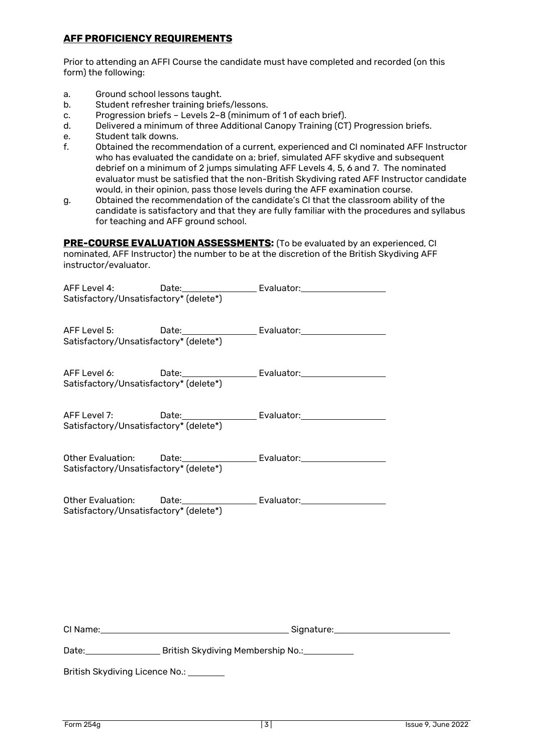## AFF PROFICIENCY REQUIREMENTS

Prior to attending an AFFI Course the candidate must have completed and recorded (on this form) the following:

a. Ground school lessons taught.
b. Student refresher training briefs/lessons.
c. Progression briefs – Levels 2–8 (minimum of 1 of each brief).
d. Delivered a minimum of three Additional Canopy Training (CT) Progression briefs.
e. Student talk downs.
f. Obtained the recommendation of a current, experienced and CI nominated AFF Instructor who has evaluated the candidate on a; brief, simulated AFF skydive and subsequent debrief on a minimum of 2 jumps simulating AFF Levels 4, 5, 6 and 7. The nominated evaluator must be satisfied that the non-British Skydiving rated AFF Instructor candidate would, in their opinion, pass those levels during the AFF examination course.
g. Obtained the recommendation of the candidate's CI that the classroom ability of the candidate is satisfactory and that they are fully familiar with the procedures and syllabus for teaching and AFF ground school.

**PRE-COURSE EVALUATION ASSESSMENTS:** (To be evaluated by an experienced, CI nominated, AFF Instructor) the number to be at the discretion of the British Skydiving AFF instructor/evaluator.

AFF Level 4: Date:________________ Evaluator:__________________
Satisfactory/Unsatisfactory* (delete*)

AFF Level 5: Date:________________ Evaluator:__________________
Satisfactory/Unsatisfactory* (delete*)

AFF Level 6: Date:________________ Evaluator:__________________
Satisfactory/Unsatisfactory* (delete*)

AFF Level 7: Date:________________ Evaluator:__________________
Satisfactory/Unsatisfactory* (delete*)

Other Evaluation: Date:________________ Evaluator:__________________
Satisfactory/Unsatisfactory* (delete*)

Other Evaluation: Date:________________ Evaluator:__________________
Satisfactory/Unsatisfactory* (delete*)

CI Name:________________________________________ Signature:________________________

Date:________________ British Skydiving Membership No.:___________

British Skydiving Licence No.: ________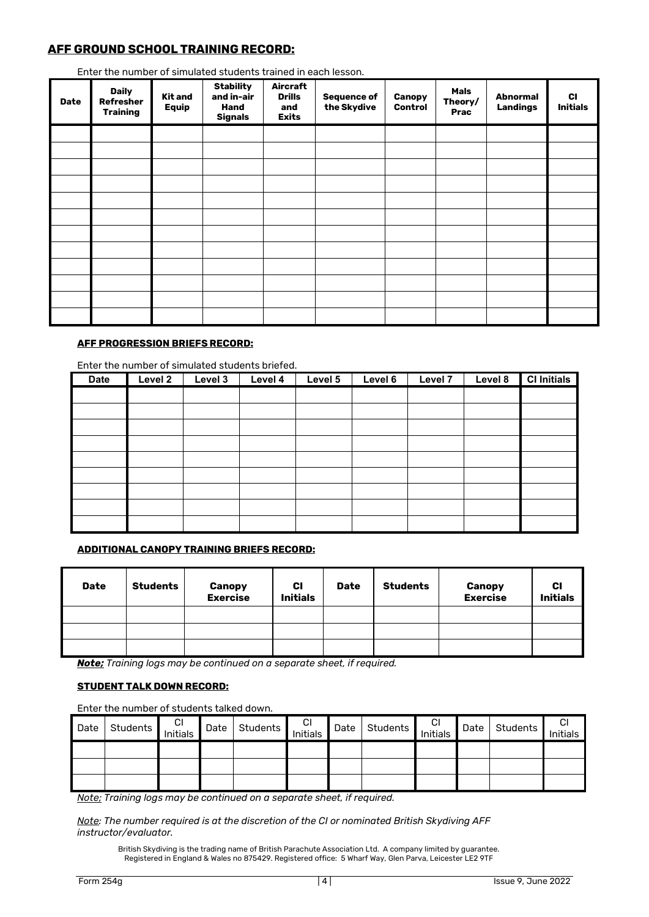## AFF GROUND SCHOOL TRAINING RECORD:

Enter the number of simulated students trained in each lesson.

| Date | Daily Refresher Training | Kit and Equip | Stability and in-air Hand Signals | Aircraft Drills and Exits | Sequence of the Skydive | Canopy Control | Mals Theory/ Prac | Abnormal Landings | CI Initials |
|---|---|---|---|---|---|---|---|---|---|
| | | | | | | | | | |
| | | | | | | | | | |
| | | | | | | | | | |
| | | | | | | | | | |
| | | | | | | | | | |
| | | | | | | | | | |
| | | | | | | | | | |
| | | | | | | | | | |
| | | | | | | | | | |
| | | | | | | | | | |
| | | | | | | | | | |
| | | | | | | | | | |

### AFF PROGRESSION BRIEFS RECORD:

Enter the number of simulated students briefed.

| Date | Level 2 | Level 3 | Level 4 | Level 5 | Level 6 | Level 7 | Level 8 | CI Initials |
|---|---|---|---|---|---|---|---|---|
| | | | | | | | | |
| | | | | | | | | |
| | | | | | | | | |
| | | | | | | | | |
| | | | | | | | | |
| | | | | | | | | |
| | | | | | | | | |
| | | | | | | | | |
| | | | | | | | | |

### ADDITIONAL CANOPY TRAINING BRIEFS RECORD:

| Date | Students | Canopy Exercise | CI Initials | Date | Students | Canopy Exercise | CI Initials |
|---|---|---|---|---|---|---|---|
| | | | | | | | |
| | | | | | | | |
| | | | | | | | |

***Note:*** *Training logs may be continued on a separate sheet, if required.*

### STUDENT TALK DOWN RECORD:

Enter the number of students talked down.

| Date | Students | CI Initials | Date | Students | CI Initials | Date | Students | CI Initials | Date | Students | CI Initials |
|---|---|---|---|---|---|---|---|---|---|---|---|
| | | | | | | | | | | | |
| | | | | | | | | | | | |
| | | | | | | | | | | | |

*Note: Training logs may be continued on a separate sheet, if required.*

*Note: The number required is at the discretion of the CI or nominated British Skydiving AFF instructor/evaluator.*

British Skydiving is the trading name of British Parachute Association Ltd. A company limited by guarantee. Registered in England & Wales no 875429. Registered office: 5 Wharf Way, Glen Parva, Leicester LE2 9TF

Form 254g Issue 9, June 2022